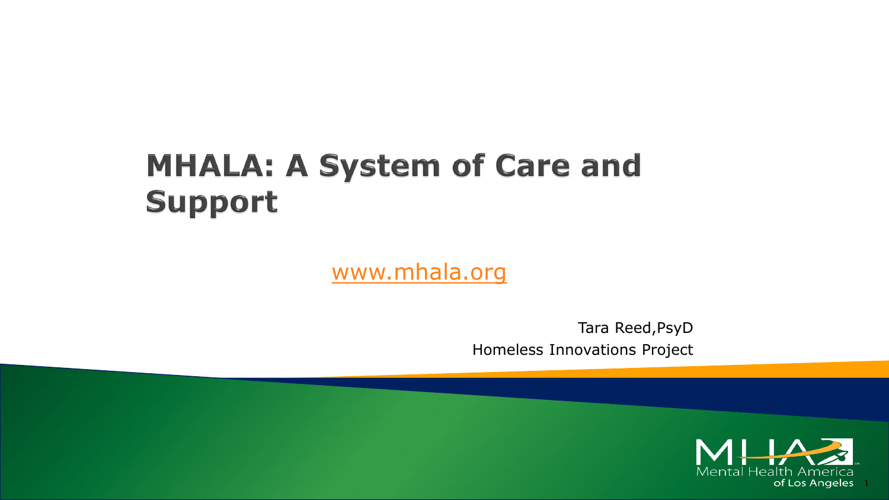# MHALA: A System of Care and Support

www.mhala.org

Tara Reed,PsyD

Homeless Innovations Project

Mental Health America of Los Angeles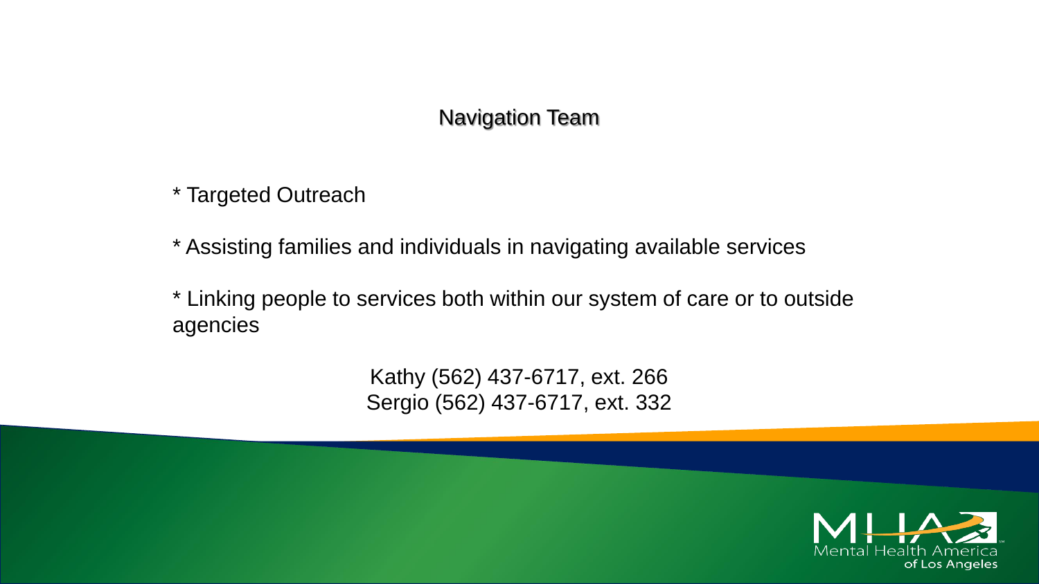# Navigation Team

* Targeted Outreach

* Assisting families and individuals in navigating available services

* Linking people to services both within our system of care or to outside agencies

Kathy (562) 437-6717, ext. 266
Sergio (562) 437-6717, ext. 332

MHA Mental Health America of Los Angeles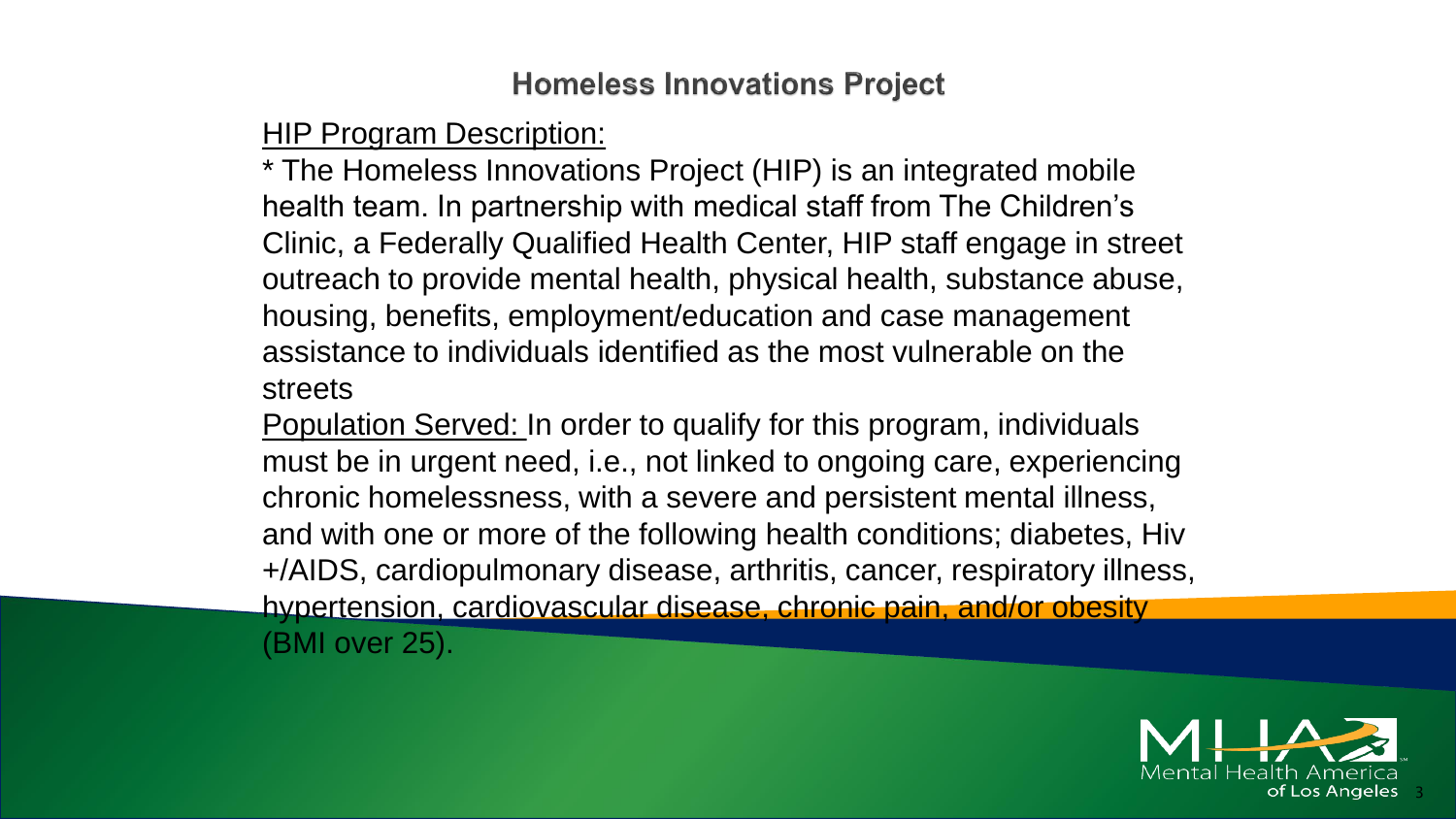## Homeless Innovations Project

HIP Program Description:

* The Homeless Innovations Project (HIP) is an integrated mobile health team. In partnership with medical staff from The Children's Clinic, a Federally Qualified Health Center, HIP staff engage in street outreach to provide mental health, physical health, substance abuse, housing, benefits, employment/education and case management assistance to individuals identified as the most vulnerable on the streets

Population Served: In order to qualify for this program, individuals must be in urgent need, i.e., not linked to ongoing care, experiencing chronic homelessness, with a severe and persistent mental illness, and with one or more of the following health conditions; diabetes, Hiv +/AIDS, cardiopulmonary disease, arthritis, cancer, respiratory illness, hypertension, cardiovascular disease, chronic pain, and/or obesity (BMI over 25).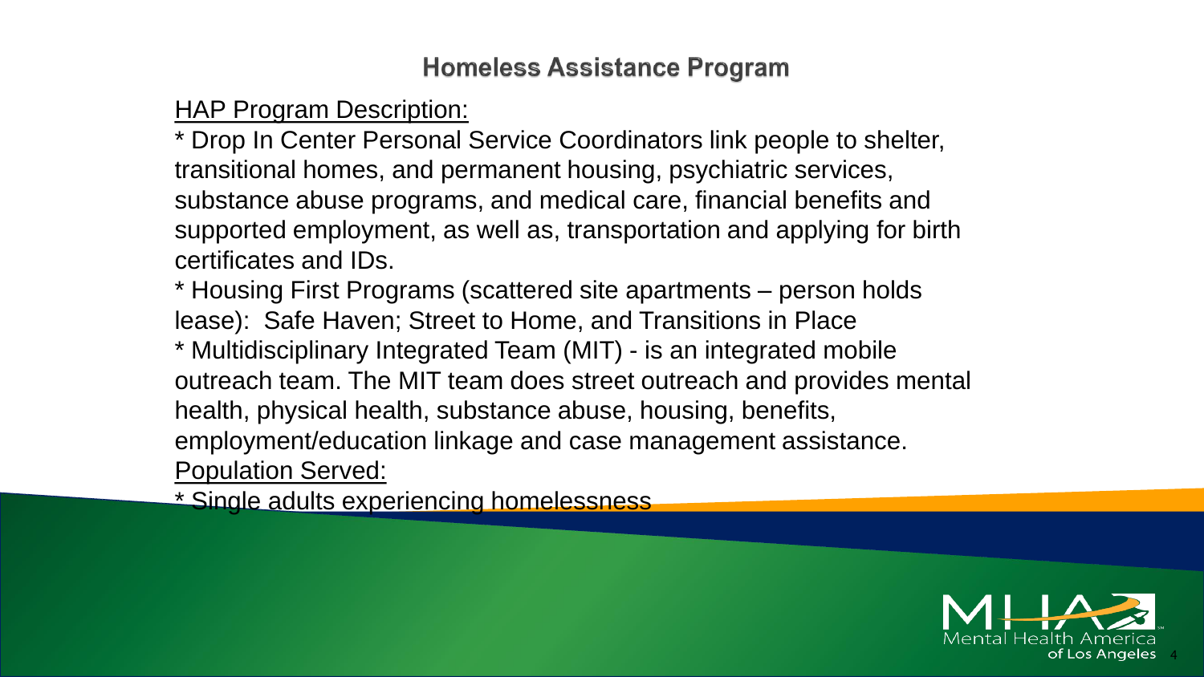# Homeless Assistance Program

HAP Program Description:

* Drop In Center Personal Service Coordinators link people to shelter, transitional homes, and permanent housing, psychiatric services, substance abuse programs, and medical care, financial benefits and supported employment, as well as, transportation and applying for birth certificates and IDs.
* Housing First Programs (scattered site apartments – person holds lease): Safe Haven; Street to Home, and Transitions in Place
* Multidisciplinary Integrated Team (MIT) - is an integrated mobile outreach team. The MIT team does street outreach and provides mental health, physical health, substance abuse, housing, benefits, employment/education linkage and case management assistance.

Population Served:

* Single adults experiencing homelessness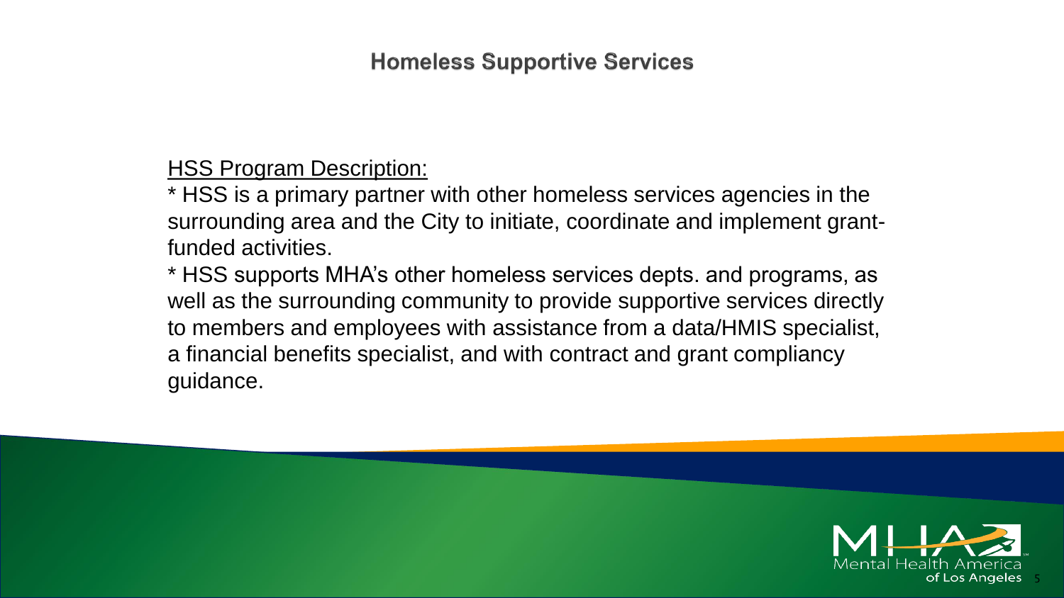# Homeless Supportive Services

HSS Program Description:

* HSS is a primary partner with other homeless services agencies in the surrounding area and the City to initiate, coordinate and implement grant-funded activities.
* HSS supports MHA's other homeless services depts. and programs, as well as the surrounding community to provide supportive services directly to members and employees with assistance from a data/HMIS specialist, a financial benefits specialist, and with contract and grant compliancy guidance.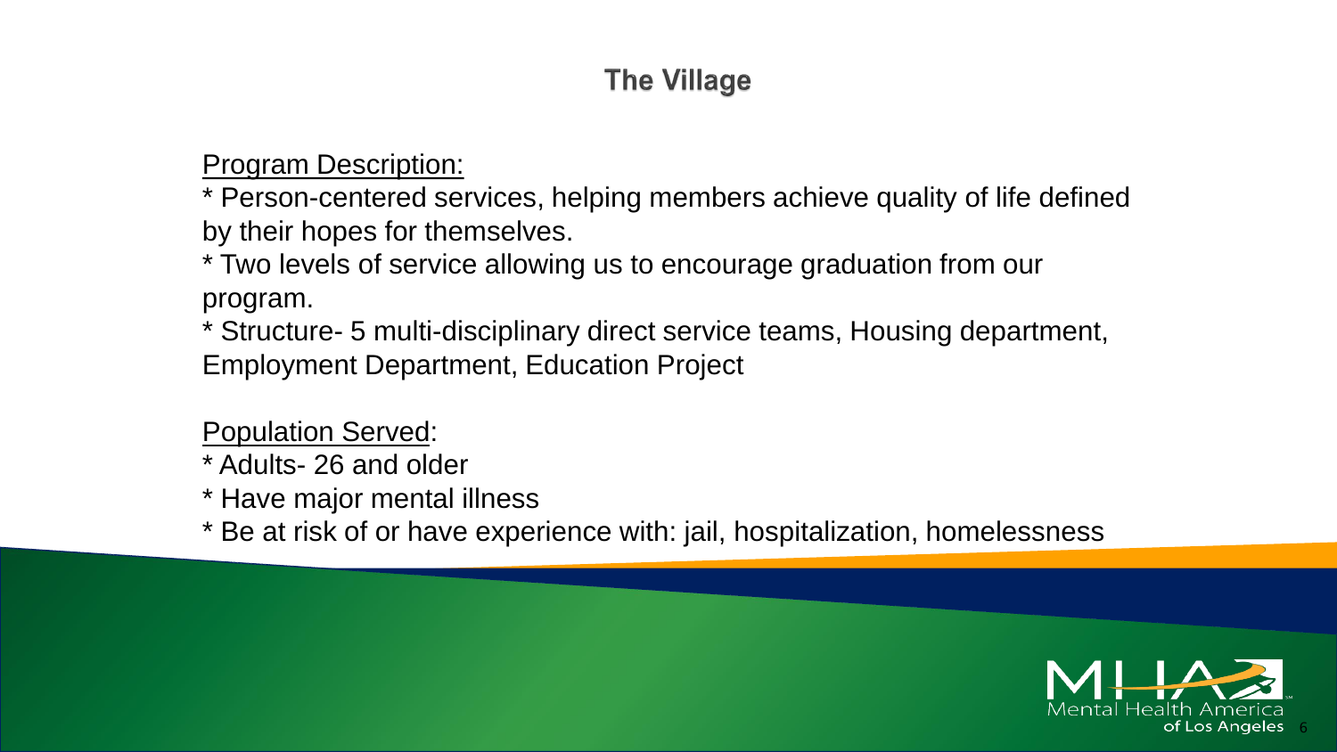# The Village

Program Description:

* Person-centered services, helping members achieve quality of life defined by their hopes for themselves.
* Two levels of service allowing us to encourage graduation from our program.
* Structure- 5 multi-disciplinary direct service teams, Housing department, Employment Department, Education Project

Population Served:

* Adults- 26 and older
* Have major mental illness
* Be at risk of or have experience with: jail, hospitalization, homelessness

MHA Mental Health America of Los Angeles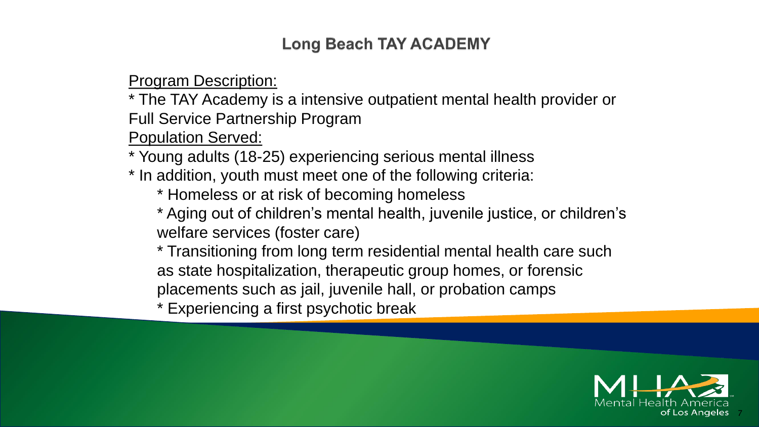## Long Beach TAY ACADEMY

<u>Program Description:</u>

* The TAY Academy is a intensive outpatient mental health provider or Full Service Partnership Program

<u>Population Served:</u>

* Young adults (18-25) experiencing serious mental illness
* In addition, youth must meet one of the following criteria:
  * Homeless or at risk of becoming homeless
  * Aging out of children's mental health, juvenile justice, or children's welfare services (foster care)
  * Transitioning from long term residential mental health care such as state hospitalization, therapeutic group homes, or forensic placements such as jail, juvenile hall, or probation camps
  * Experiencing a first psychotic break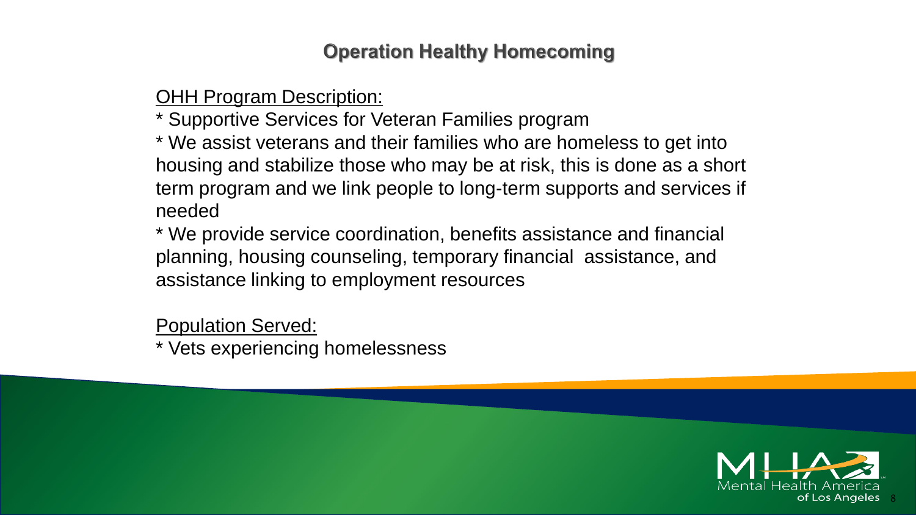# Operation Healthy Homecoming

OHH Program Description:

* Supportive Services for Veteran Families program
* We assist veterans and their families who are homeless to get into housing and stabilize those who may be at risk, this is done as a short term program and we link people to long-term supports and services if needed
* We provide service coordination, benefits assistance and financial planning, housing counseling, temporary financial assistance, and assistance linking to employment resources

Population Served:

* Vets experiencing homelessness

MHA Mental Health America of Los Angeles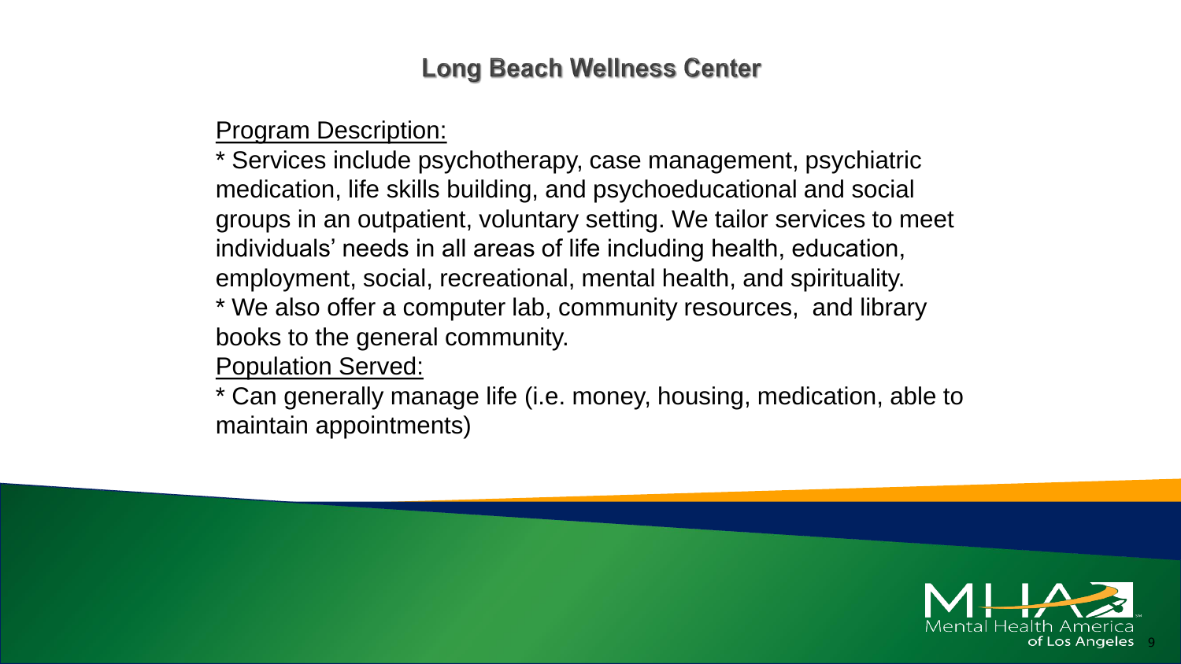# Long Beach Wellness Center

Program Description:

* Services include psychotherapy, case management, psychiatric medication, life skills building, and psychoeducational and social groups in an outpatient, voluntary setting. We tailor services to meet individuals' needs in all areas of life including health, education, employment, social, recreational, mental health, and spirituality.
* We also offer a computer lab, community resources, and library books to the general community.

Population Served:

* Can generally manage life (i.e. money, housing, medication, able to maintain appointments)

MHA Mental Health America of Los Angeles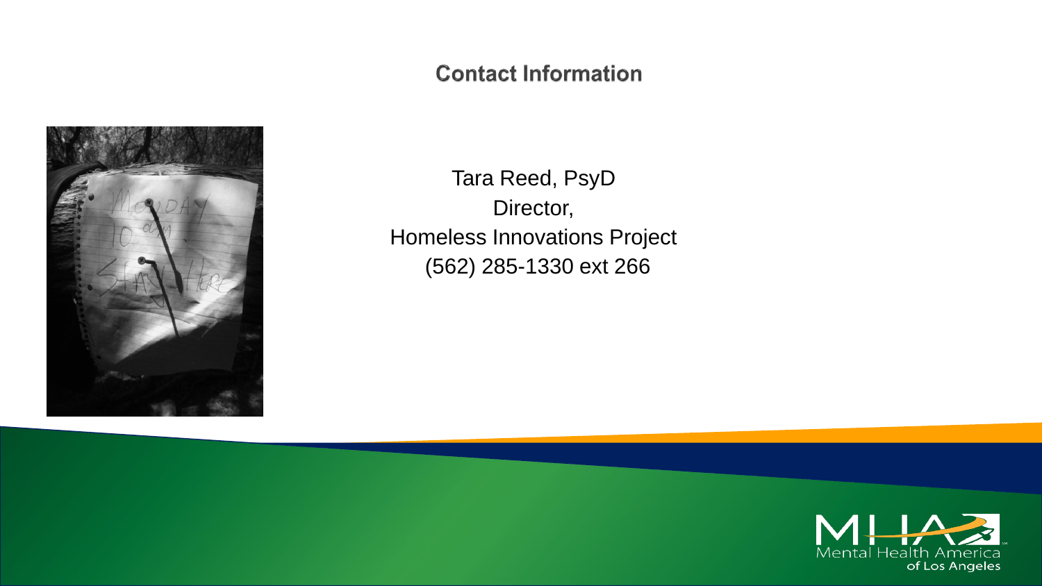## Contact Information

Tara Reed, PsyD
Director,
Homeless Innovations Project
(562) 285-1330 ext 266